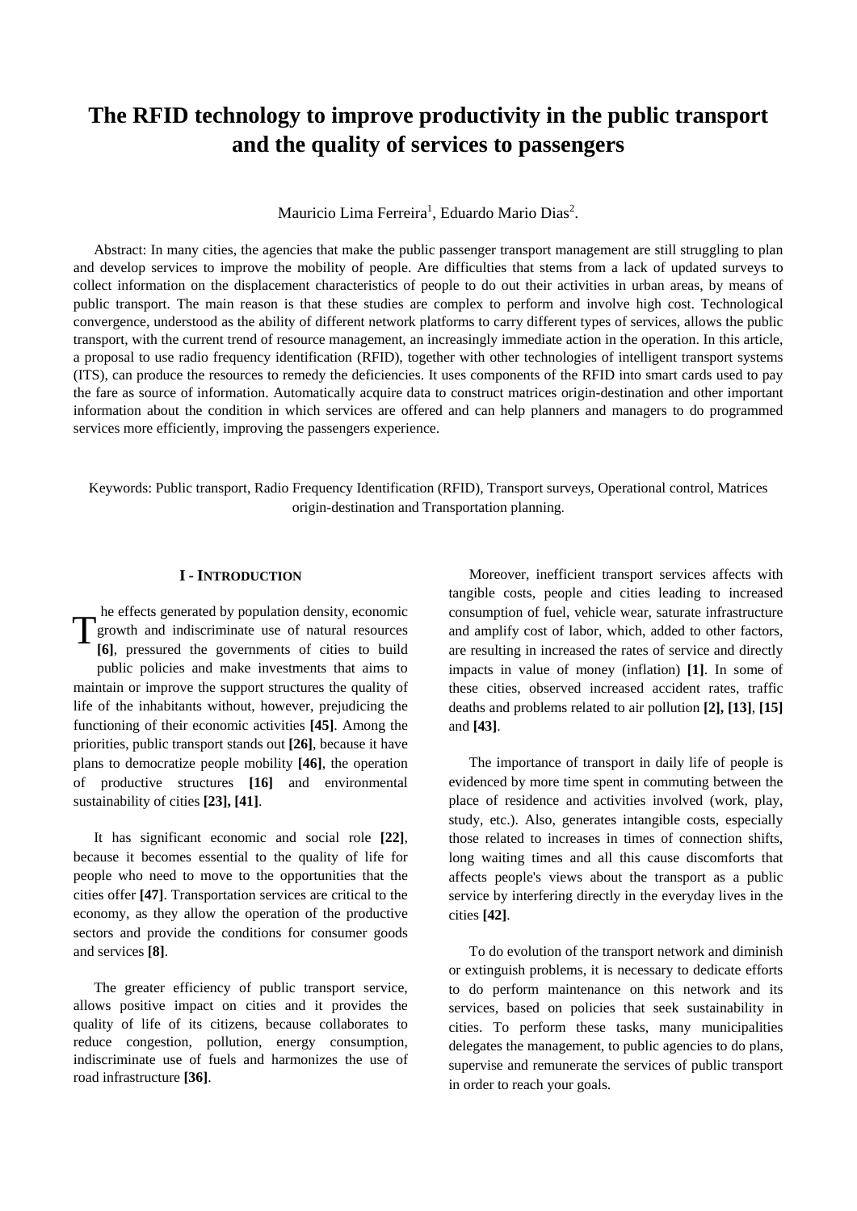# The RFID technology to improve productivity in the public transport and the quality of services to passengers

Mauricio Lima Ferreira[1], Eduardo Mario Dias[2].

Abstract: In many cities, the agencies that make the public passenger transport management are still struggling to plan and develop services to improve the mobility of people. Are difficulties that stems from a lack of updated surveys to collect information on the displacement characteristics of people to do out their activities in urban areas, by means of public transport. The main reason is that these studies are complex to perform and involve high cost. Technological convergence, understood as the ability of different network platforms to carry different types of services, allows the public transport, with the current trend of resource management, an increasingly immediate action in the operation. In this article, a proposal to use radio frequency identification (RFID), together with other technologies of intelligent transport systems (ITS), can produce the resources to remedy the deficiencies. It uses components of the RFID into smart cards used to pay the fare as source of information. Automatically acquire data to construct matrices origin-destination and other important information about the condition in which services are offered and can help planners and managers to do programmed services more efficiently, improving the passengers experience.

Keywords: Public transport, Radio Frequency Identification (RFID), Transport surveys, Operational control, Matrices origin-destination and Transportation planning.

## I - Introduction

The effects generated by population density, economic growth and indiscriminate use of natural resources **[6]**, pressured the governments of cities to build public policies and make investments that aims to maintain or improve the support structures the quality of life of the inhabitants without, however, prejudicing the functioning of their economic activities **[45]**. Among the priorities, public transport stands out **[26]**, because it have plans to democratize people mobility **[46]**, the operation of productive structures **[16]** and environmental sustainability of cities **[23], [41]**.

It has significant economic and social role **[22]**, because it becomes essential to the quality of life for people who need to move to the opportunities that the cities offer **[47]**. Transportation services are critical to the economy, as they allow the operation of the productive sectors and provide the conditions for consumer goods and services **[8]**.

The greater efficiency of public transport service, allows positive impact on cities and it provides the quality of life of its citizens, because collaborates to reduce congestion, pollution, energy consumption, indiscriminate use of fuels and harmonizes the use of road infrastructure **[36]**.

Moreover, inefficient transport services affects with tangible costs, people and cities leading to increased consumption of fuel, vehicle wear, saturate infrastructure and amplify cost of labor, which, added to other factors, are resulting in increased the rates of service and directly impacts in value of money (inflation) **[1]**. In some of these cities, observed increased accident rates, traffic deaths and problems related to air pollution **[2], [13]**, **[15]** and **[43]**.

The importance of transport in daily life of people is evidenced by more time spent in commuting between the place of residence and activities involved (work, play, study, etc.). Also, generates intangible costs, especially those related to increases in times of connection shifts, long waiting times and all this cause discomforts that affects people's views about the transport as a public service by interfering directly in the everyday lives in the cities **[42]**.

To do evolution of the transport network and diminish or extinguish problems, it is necessary to dedicate efforts to do perform maintenance on this network and its services, based on policies that seek sustainability in cities. To perform these tasks, many municipalities delegates the management, to public agencies to do plans, supervise and remunerate the services of public transport in order to reach your goals.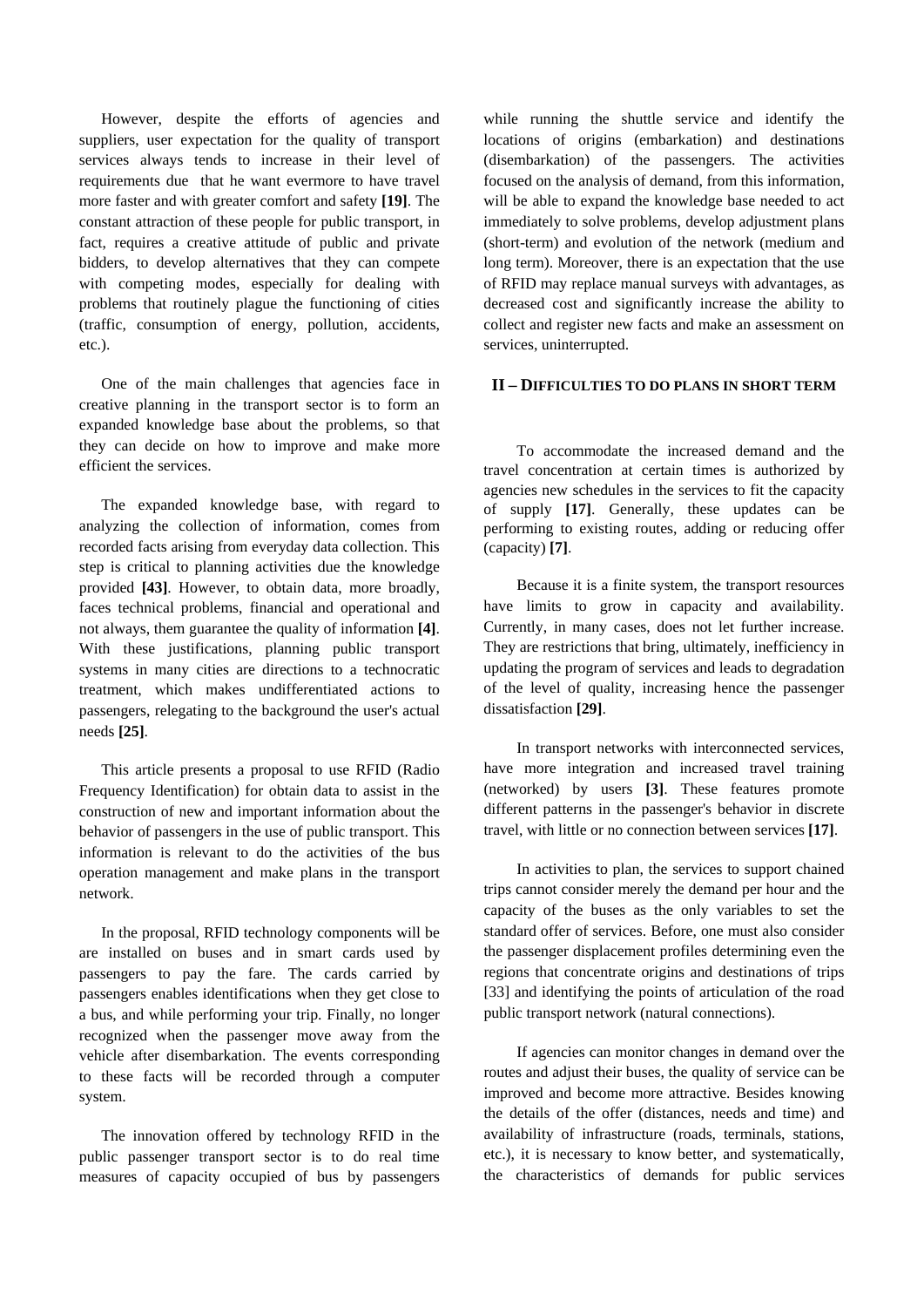However, despite the efforts of agencies and suppliers, user expectation for the quality of transport services always tends to increase in their level of requirements due that he want evermore to have travel more faster and with greater comfort and safety **[19]**. The constant attraction of these people for public transport, in fact, requires a creative attitude of public and private bidders, to develop alternatives that they can compete with competing modes, especially for dealing with problems that routinely plague the functioning of cities (traffic, consumption of energy, pollution, accidents, etc.).

One of the main challenges that agencies face in creative planning in the transport sector is to form an expanded knowledge base about the problems, so that they can decide on how to improve and make more efficient the services.

The expanded knowledge base, with regard to analyzing the collection of information, comes from recorded facts arising from everyday data collection. This step is critical to planning activities due the knowledge provided **[43]**. However, to obtain data, more broadly, faces technical problems, financial and operational and not always, them guarantee the quality of information **[4]**. With these justifications, planning public transport systems in many cities are directions to a technocratic treatment, which makes undifferentiated actions to passengers, relegating to the background the user's actual needs **[25]**.

This article presents a proposal to use RFID (Radio Frequency Identification) for obtain data to assist in the construction of new and important information about the behavior of passengers in the use of public transport. This information is relevant to do the activities of the bus operation management and make plans in the transport network.

In the proposal, RFID technology components will be are installed on buses and in smart cards used by passengers to pay the fare. The cards carried by passengers enables identifications when they get close to a bus, and while performing your trip. Finally, no longer recognized when the passenger move away from the vehicle after disembarkation. The events corresponding to these facts will be recorded through a computer system.

The innovation offered by technology RFID in the public passenger transport sector is to do real time measures of capacity occupied of bus by passengers while running the shuttle service and identify the locations of origins (embarkation) and destinations (disembarkation) of the passengers. The activities focused on the analysis of demand, from this information, will be able to expand the knowledge base needed to act immediately to solve problems, develop adjustment plans (short-term) and evolution of the network (medium and long term). Moreover, there is an expectation that the use of RFID may replace manual surveys with advantages, as decreased cost and significantly increase the ability to collect and register new facts and make an assessment on services, uninterrupted.

## II – Difficulties to do plans in short term

To accommodate the increased demand and the travel concentration at certain times is authorized by agencies new schedules in the services to fit the capacity of supply **[17]**. Generally, these updates can be performing to existing routes, adding or reducing offer (capacity) **[7]**.

Because it is a finite system, the transport resources have limits to grow in capacity and availability. Currently, in many cases, does not let further increase. They are restrictions that bring, ultimately, inefficiency in updating the program of services and leads to degradation of the level of quality, increasing hence the passenger dissatisfaction **[29]**.

In transport networks with interconnected services, have more integration and increased travel training (networked) by users **[3]**. These features promote different patterns in the passenger's behavior in discrete travel, with little or no connection between services **[17]**.

In activities to plan, the services to support chained trips cannot consider merely the demand per hour and the capacity of the buses as the only variables to set the standard offer of services. Before, one must also consider the passenger displacement profiles determining even the regions that concentrate origins and destinations of trips [33] and identifying the points of articulation of the road public transport network (natural connections).

If agencies can monitor changes in demand over the routes and adjust their buses, the quality of service can be improved and become more attractive. Besides knowing the details of the offer (distances, needs and time) and availability of infrastructure (roads, terminals, stations, etc.), it is necessary to know better, and systematically, the characteristics of demands for public services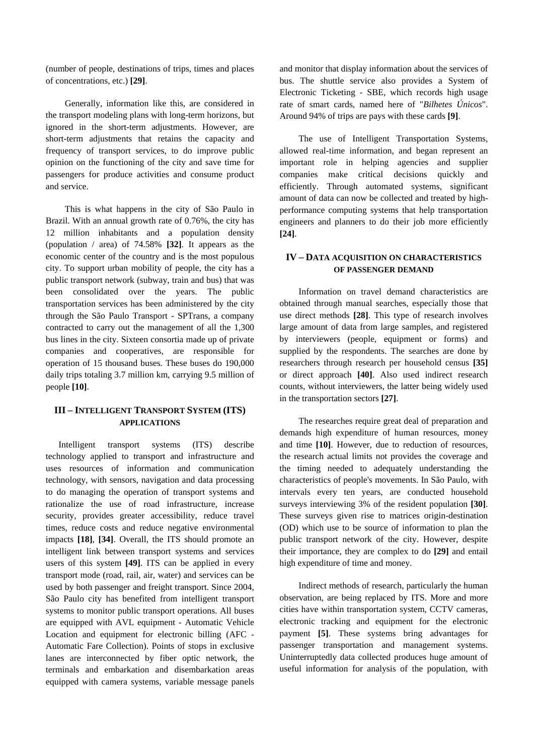(number of people, destinations of trips, times and places of concentrations, etc.) **[29]**.

Generally, information like this, are considered in the transport modeling plans with long-term horizons, but ignored in the short-term adjustments. However, are short-term adjustments that retains the capacity and frequency of transport services, to do improve public opinion on the functioning of the city and save time for passengers for produce activities and consume product and service.

This is what happens in the city of São Paulo in Brazil. With an annual growth rate of 0.76%, the city has 12 million inhabitants and a population density (population / area) of 74.58% **[32]**. It appears as the economic center of the country and is the most populous city. To support urban mobility of people, the city has a public transport network (subway, train and bus) that was been consolidated over the years. The public transportation services has been administered by the city through the São Paulo Transport - SPTrans, a company contracted to carry out the management of all the 1,300 bus lines in the city. Sixteen consortia made up of private companies and cooperatives, are responsible for operation of 15 thousand buses. These buses do 190,000 daily trips totaling 3.7 million km, carrying 9.5 million of people **[10]**.

## III – Intelligent Transport System (ITS) Applications

Intelligent transport systems (ITS) describe technology applied to transport and infrastructure and uses resources of information and communication technology, with sensors, navigation and data processing to do managing the operation of transport systems and rationalize the use of road infrastructure, increase security, provides greater accessibility, reduce travel times, reduce costs and reduce negative environmental impacts **[18]**, **[34]**. Overall, the ITS should promote an intelligent link between transport systems and services users of this system **[49]**. ITS can be applied in every transport mode (road, rail, air, water) and services can be used by both passenger and freight transport. Since 2004, São Paulo city has benefited from intelligent transport systems to monitor public transport operations. All buses are equipped with AVL equipment - Automatic Vehicle Location and equipment for electronic billing (AFC - Automatic Fare Collection). Points of stops in exclusive lanes are interconnected by fiber optic network, the terminals and embarkation and disembarkation areas equipped with camera systems, variable message panels and monitor that display information about the services of bus. The shuttle service also provides a System of Electronic Ticketing - SBE, which records high usage rate of smart cards, named here of "*Bilhetes Únicos*". Around 94% of trips are pays with these cards **[9]**.

The use of Intelligent Transportation Systems, allowed real-time information, and began represent an important role in helping agencies and supplier companies make critical decisions quickly and efficiently. Through automated systems, significant amount of data can now be collected and treated by high-performance computing systems that help transportation engineers and planners to do their job more efficiently **[24]**.

## IV – Data Acquisition on Characteristics of Passenger Demand

Information on travel demand characteristics are obtained through manual searches, especially those that use direct methods **[28]**. This type of research involves large amount of data from large samples, and registered by interviewers (people, equipment or forms) and supplied by the respondents. The searches are done by researchers through research per household census **[35]** or direct approach **[40]**. Also used indirect research counts, without interviewers, the latter being widely used in the transportation sectors **[27]**.

The researches require great deal of preparation and demands high expenditure of human resources, money and time **[10]**. However, due to reduction of resources, the research actual limits not provides the coverage and the timing needed to adequately understanding the characteristics of people's movements. In São Paulo, with intervals every ten years, are conducted household surveys interviewing 3% of the resident population **[30]**. These surveys given rise to matrices origin-destination (OD) which use to be source of information to plan the public transport network of the city. However, despite their importance, they are complex to do **[29]** and entail high expenditure of time and money.

Indirect methods of research, particularly the human observation, are being replaced by ITS. More and more cities have within transportation system, CCTV cameras, electronic tracking and equipment for the electronic payment **[5]**. These systems bring advantages for passenger transportation and management systems. Uninterruptedly data collected produces huge amount of useful information for analysis of the population, with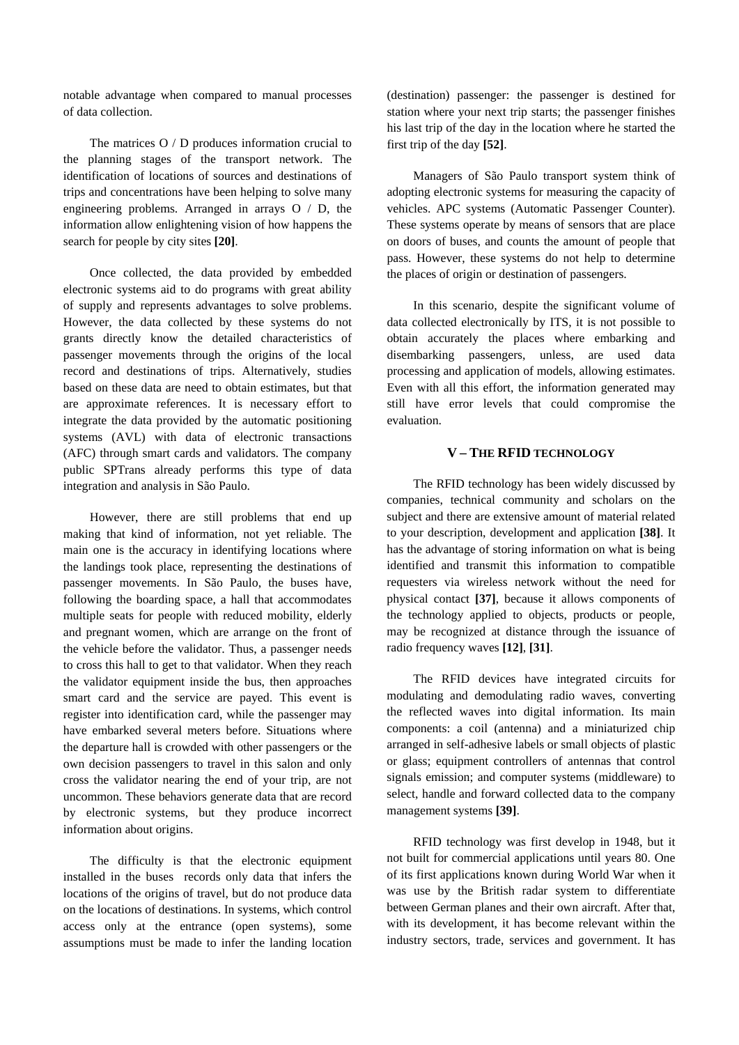notable advantage when compared to manual processes of data collection.

The matrices O / D produces information crucial to the planning stages of the transport network. The identification of locations of sources and destinations of trips and concentrations have been helping to solve many engineering problems. Arranged in arrays O / D, the information allow enlightening vision of how happens the search for people by city sites **[20]**.

Once collected, the data provided by embedded electronic systems aid to do programs with great ability of supply and represents advantages to solve problems. However, the data collected by these systems do not grants directly know the detailed characteristics of passenger movements through the origins of the local record and destinations of trips. Alternatively, studies based on these data are need to obtain estimates, but that are approximate references. It is necessary effort to integrate the data provided by the automatic positioning systems (AVL) with data of electronic transactions (AFC) through smart cards and validators. The company public SPTrans already performs this type of data integration and analysis in São Paulo.

However, there are still problems that end up making that kind of information, not yet reliable. The main one is the accuracy in identifying locations where the landings took place, representing the destinations of passenger movements. In São Paulo, the buses have, following the boarding space, a hall that accommodates multiple seats for people with reduced mobility, elderly and pregnant women, which are arrange on the front of the vehicle before the validator. Thus, a passenger needs to cross this hall to get to that validator. When they reach the validator equipment inside the bus, then approaches smart card and the service are payed. This event is register into identification card, while the passenger may have embarked several meters before. Situations where the departure hall is crowded with other passengers or the own decision passengers to travel in this salon and only cross the validator nearing the end of your trip, are not uncommon. These behaviors generate data that are record by electronic systems, but they produce incorrect information about origins.

The difficulty is that the electronic equipment installed in the buses records only data that infers the locations of the origins of travel, but do not produce data on the locations of destinations. In systems, which control access only at the entrance (open systems), some assumptions must be made to infer the landing location (destination) passenger: the passenger is destined for station where your next trip starts; the passenger finishes his last trip of the day in the location where he started the first trip of the day **[52]**.

Managers of São Paulo transport system think of adopting electronic systems for measuring the capacity of vehicles. APC systems (Automatic Passenger Counter). These systems operate by means of sensors that are place on doors of buses, and counts the amount of people that pass. However, these systems do not help to determine the places of origin or destination of passengers.

In this scenario, despite the significant volume of data collected electronically by ITS, it is not possible to obtain accurately the places where embarking and disembarking passengers, unless, are used data processing and application of models, allowing estimates. Even with all this effort, the information generated may still have error levels that could compromise the evaluation.

## V – The RFID technology

The RFID technology has been widely discussed by companies, technical community and scholars on the subject and there are extensive amount of material related to your description, development and application **[38]**. It has the advantage of storing information on what is being identified and transmit this information to compatible requesters via wireless network without the need for physical contact **[37]**, because it allows components of the technology applied to objects, products or people, may be recognized at distance through the issuance of radio frequency waves **[12]**, **[31]**.

The RFID devices have integrated circuits for modulating and demodulating radio waves, converting the reflected waves into digital information. Its main components: a coil (antenna) and a miniaturized chip arranged in self-adhesive labels or small objects of plastic or glass; equipment controllers of antennas that control signals emission; and computer systems (middleware) to select, handle and forward collected data to the company management systems **[39]**.

RFID technology was first develop in 1948, but it not built for commercial applications until years 80. One of its first applications known during World War when it was use by the British radar system to differentiate between German planes and their own aircraft. After that, with its development, it has become relevant within the industry sectors, trade, services and government. It has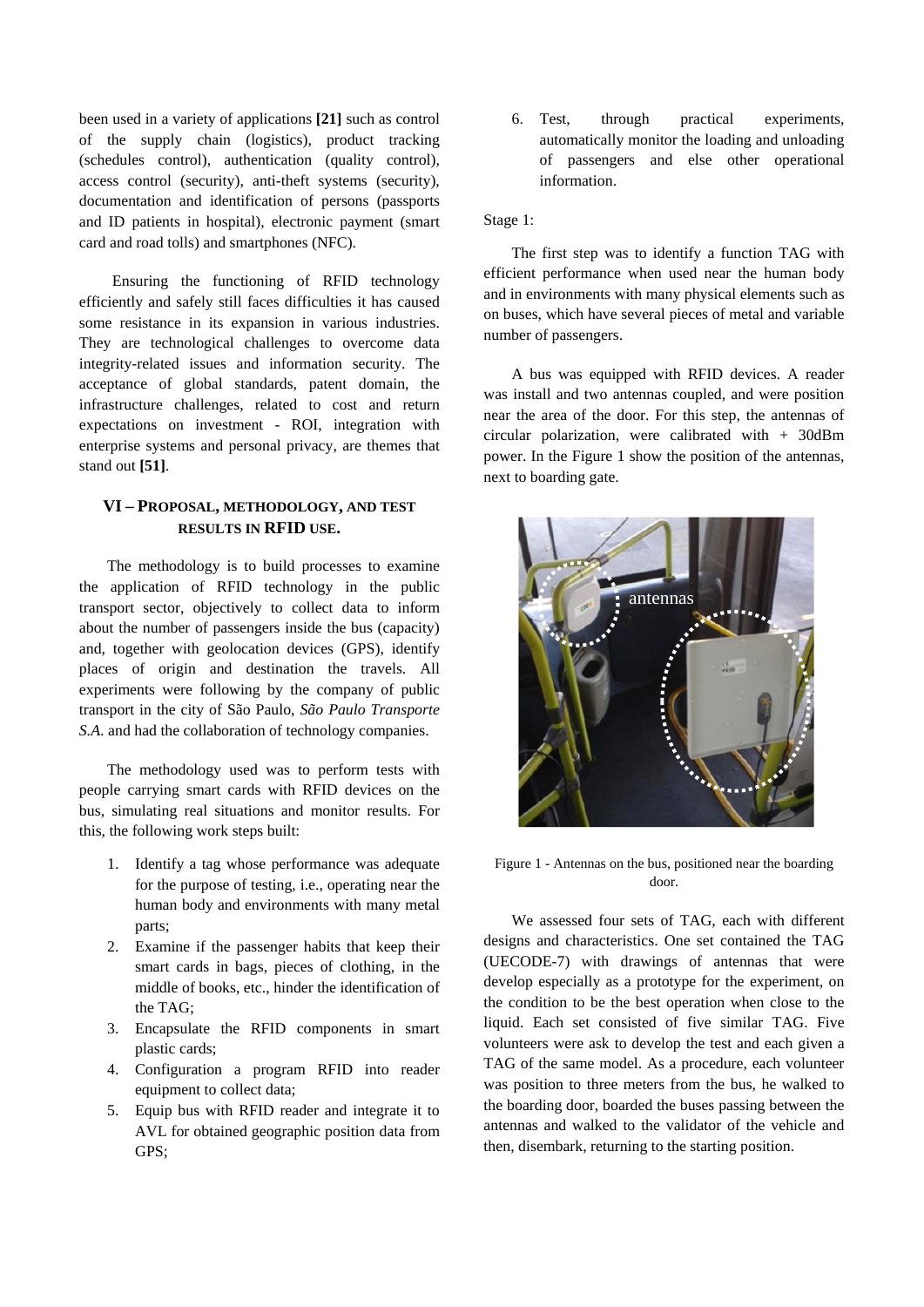been used in a variety of applications **[21]** such as control of the supply chain (logistics), product tracking (schedules control), authentication (quality control), access control (security), anti-theft systems (security), documentation and identification of persons (passports and ID patients in hospital), electronic payment (smart card and road tolls) and smartphones (NFC).

Ensuring the functioning of RFID technology efficiently and safely still faces difficulties it has caused some resistance in its expansion in various industries. They are technological challenges to overcome data integrity-related issues and information security. The acceptance of global standards, patent domain, the infrastructure challenges, related to cost and return expectations on investment - ROI, integration with enterprise systems and personal privacy, are themes that stand out **[51]**.

## VI – Proposal, Methodology, and Test Results in RFID Use.

The methodology is to build processes to examine the application of RFID technology in the public transport sector, objectively to collect data to inform about the number of passengers inside the bus (capacity) and, together with geolocation devices (GPS), identify places of origin and destination the travels. All experiments were following by the company of public transport in the city of São Paulo, *São Paulo Transporte S.A.* and had the collaboration of technology companies.

The methodology used was to perform tests with people carrying smart cards with RFID devices on the bus, simulating real situations and monitor results. For this, the following work steps built:

1. Identify a tag whose performance was adequate for the purpose of testing, i.e., operating near the human body and environments with many metal parts;
2. Examine if the passenger habits that keep their smart cards in bags, pieces of clothing, in the middle of books, etc., hinder the identification of the TAG;
3. Encapsulate the RFID components in smart plastic cards;
4. Configuration a program RFID into reader equipment to collect data;
5. Equip bus with RFID reader and integrate it to AVL for obtained geographic position data from GPS;
6. Test, through practical experiments, automatically monitor the loading and unloading of passengers and else other operational information.

Stage 1:

The first step was to identify a function TAG with efficient performance when used near the human body and in environments with many physical elements such as on buses, which have several pieces of metal and variable number of passengers.

A bus was equipped with RFID devices. A reader was install and two antennas coupled, and were position near the area of the door. For this step, the antennas of circular polarization, were calibrated with + 30dBm power. In the Figure 1 show the position of the antennas, next to boarding gate.

antennas

Figure 1 - Antennas on the bus, positioned near the boarding door.

We assessed four sets of TAG, each with different designs and characteristics. One set contained the TAG (UECODE-7) with drawings of antennas that were develop especially as a prototype for the experiment, on the condition to be the best operation when close to the liquid. Each set consisted of five similar TAG. Five volunteers were ask to develop the test and each given a TAG of the same model. As a procedure, each volunteer was position to three meters from the bus, he walked to the boarding door, boarded the buses passing between the antennas and walked to the validator of the vehicle and then, disembark, returning to the starting position.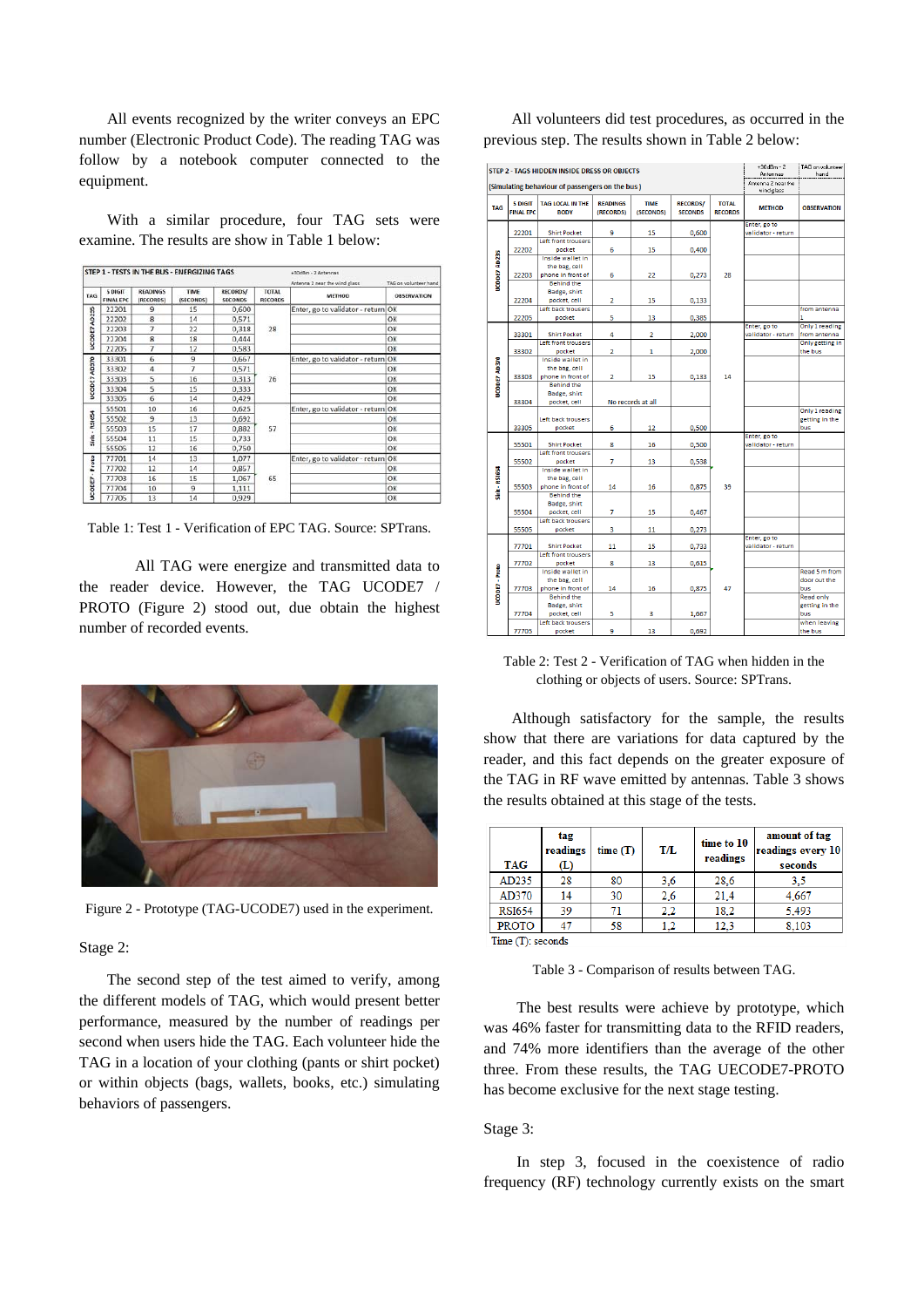All events recognized by the writer conveys an EPC number (Electronic Product Code). The reading TAG was follow by a notebook computer connected to the equipment.

With a similar procedure, four TAG sets were examine. The results are show in Table 1 below:

| STEP 1 - TESTS IN THE BUS - ENERGIZING TAGS | | | | | | +30dBm - 2 Antennas / Antenna 2 near the wind glass | TAG on volunteer hand |
|---|---|---|---|---|---|---|---|
| TAG | 5 DIGIT FINAL EPC | READINGS (RECORDS) | TIME (SECONDS) | RECORDS/ SECONDS | TOTAL RECORDS | METHOD | OBSERVATION |
| UCODE7 AD235 | 22201 | 9 | 15 | 0,600 | 28 | Enter, go to validator - return | OK |
| | 22202 | 8 | 14 | 0,571 | | | OK |
| | 22203 | 7 | 22 | 0,318 | | | OK |
| | 22204 | 8 | 18 | 0,444 | | | OK |
| | 22205 | 7 | 12 | 0,583 | | | OK |
| UCODE7 AD370 | 33301 | 6 | 9 | 0,667 | 26 | Enter, go to validator - return | OK |
| | 33302 | 4 | 7 | 0,571 | | | OK |
| | 33303 | 5 | 16 | 0,313 | | | OK |
| | 33304 | 5 | 15 | 0,333 | | | OK |
| | 33305 | 6 | 14 | 0,429 | | | OK |
| Slim - RSI654 | 55501 | 10 | 16 | 0,625 | 57 | Enter, go to validator - return | OK |
| | 55502 | 9 | 13 | 0,692 | | | OK |
| | 55503 | 15 | 17 | 0,882 | | | OK |
| | 55504 | 11 | 15 | 0,733 | | | OK |
| | 55505 | 12 | 16 | 0,750 | | | OK |
| UCODE7 - Proto | 77701 | 14 | 13 | 1,077 | 65 | Enter, go to validator - return | OK |
| | 77702 | 12 | 14 | 0,857 | | | OK |
| | 77703 | 16 | 15 | 1,067 | | | OK |
| | 77704 | 10 | 9 | 1,111 | | | OK |
| | 77705 | 13 | 14 | 0,929 | | | OK |

Table 1: Test 1 - Verification of EPC TAG. Source: SPTrans.

All TAG were energize and transmitted data to the reader device. However, the TAG UCODE7 / PROTO (Figure 2) stood out, due obtain the highest number of recorded events.

Figure 2 - Prototype (TAG-UCODE7) used in the experiment.

Stage 2:

The second step of the test aimed to verify, among the different models of TAG, which would present better performance, measured by the number of readings per second when users hide the TAG. Each volunteer hide the TAG in a location of your clothing (pants or shirt pocket) or within objects (bags, wallets, books, etc.) simulating behaviors of passengers.

All volunteers did test procedures, as occurred in the previous step. The results shown in Table 2 below:

| STEP 2 - TAGS HIDDEN INSIDE DRESS OR OBJECTS (Simulating behaviour of passengers on the bus) | | | | | | | +30dBm - 2 Antennas / Antenna 2 near the windglass | TAG on volunteer hand |
|---|---|---|---|---|---|---|---|---|
| TAG | 5 DIGIT FINAL EPC | TAG LOCAL IN THE BODY | READINGS (RECORDS) | TIME (SECONDS) | RECORDS/ SECONDS | TOTAL RECORDS | METHOD | OBSERVATION |
| UCODE7 AD235 | 22201 | Shirt Pocket | 9 | 15 | 0,600 | 28 | Enter, go to validator - return | |
| | 22202 | Left front trousers pocket | 6 | 15 | 0,400 | | | |
| | 22203 | Inside wallet in the bag, cell phone in front of | 6 | 22 | 0,273 | | | |
| | 22204 | Behind the Badge, shirt pocket, cell | 2 | 15 | 0,133 | | | |
| | 22205 | Left back trousers pocket | 5 | 13 | 0,385 | | | from antenna 1 |
| UCODE7 AD370 | 33301 | Shirt Pocket | 4 | 2 | 2,000 | 14 | Enter, go to validator - return | Only 1 reading from antenna |
| | 33302 | Left front trousers pocket | 2 | 1 | 2,000 | | | Only getting in the bus |
| | 33303 | Inside wallet in the bag, cell phone in front of | 2 | 15 | 0,133 | | | |
| | 33304 | Behind the Badge, shirt pocket, cell | No records at all | | | | | |
| | 33305 | Left back trousers pocket | 6 | 12 | 0,500 | | | Only 1 reading getting in the bus |
| Slim - RSI654 | 55501 | Shirt Pocket | 8 | 16 | 0,500 | 39 | Enter, go to validator - return | |
| | 55502 | Left front trousers pocket | 7 | 13 | 0,538 | | | |
| | 55503 | Inside wallet in the bag, cell phone in front of | 14 | 16 | 0,875 | | | |
| | 55504 | Behind the Badge, shirt pocket, cell | 7 | 15 | 0,467 | | | |
| | 55505 | Left back trousers pocket | 3 | 11 | 0,273 | | | |
| UCODE7 - Proto | 77701 | Shirt Pocket | 11 | 15 | 0,733 | 47 | Enter, go to validator - return | |
| | 77702 | Left front trousers pocket | 8 | 13 | 0,615 | | | |
| | 77703 | Inside wallet in the bag, cell phone in front of | 14 | 16 | 0,875 | | | Read 5 m from door out the bus |
| | 77704 | Behind the Badge, shirt pocket, cell | 5 | 3 | 1,667 | | | Read only getting in the bus |
| | 77705 | Left back trousers pocket | 9 | 13 | 0,692 | | | when leaving the bus |

Table 2: Test 2 - Verification of TAG when hidden in the clothing or objects of users. Source: SPTrans.

Although satisfactory for the sample, the results show that there are variations for data captured by the reader, and this fact depends on the greater exposure of the TAG in RF wave emitted by antennas. Table 3 shows the results obtained at this stage of the tests.

| TAG | tag readings (L) | time (T) | T/L | time to 10 readings | amount of tag readings every 10 seconds |
|---|---|---|---|---|---|
| AD235 | 28 | 80 | 3,6 | 28,6 | 3,5 |
| AD370 | 14 | 30 | 2,6 | 21,4 | 4,667 |
| RSI654 | 39 | 71 | 2,2 | 18,2 | 5,493 |
| PROTO | 47 | 58 | 1,2 | 12,3 | 8,103 |

Time (T): seconds

Table 3 - Comparison of results between TAG.

The best results were achieve by prototype, which was 46% faster for transmitting data to the RFID readers, and 74% more identifiers than the average of the other three. From these results, the TAG UECODE7-PROTO has become exclusive for the next stage testing.

Stage 3:

In step 3, focused in the coexistence of radio frequency (RF) technology currently exists on the smart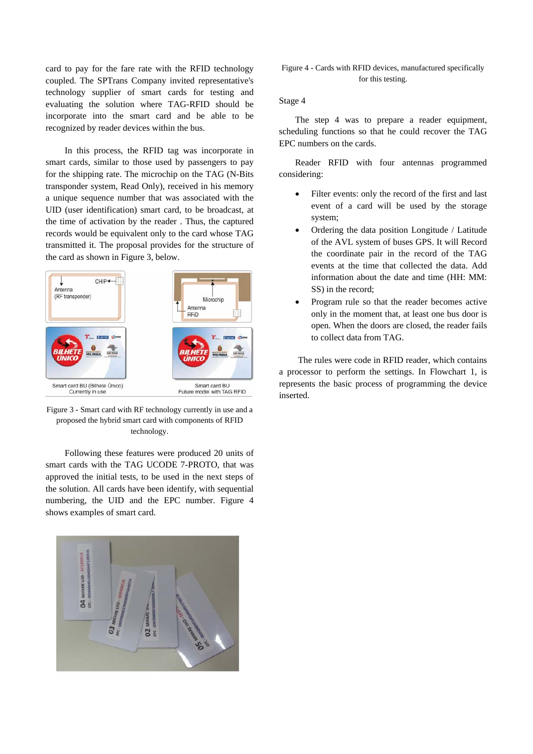card to pay for the fare rate with the RFID technology coupled. The SPTrans Company invited representative's technology supplier of smart cards for testing and evaluating the solution where TAG-RFID should be incorporate into the smart card and be able to be recognized by reader devices within the bus.

In this process, the RFID tag was incorporate in smart cards, similar to those used by passengers to pay for the shipping rate. The microchip on the TAG (N-Bits transponder system, Read Only), received in his memory a unique sequence number that was associated with the UID (user identification) smart card, to be broadcast, at the time of activation by the reader . Thus, the captured records would be equivalent only to the card whose TAG transmitted it. The proposal provides for the structure of the card as shown in Figure 3, below.

CHIP
Antenna
(RF transponder)

Microchip
Antenna
RFiD

Smart card BU (Bilhete Único)
Currently in use

Smart card BU
Future model with TAG RFID

Figure 3 - Smart card with RF technology currently in use and a proposed the hybrid smart card with components of RFID technology.

Following these features were produced 20 units of smart cards with the TAG UCODE 7-PROTO, that was approved the initial tests, to be used in the next steps of the solution. All cards have been identify, with sequential numbering, the UID and the EPC number. Figure 4 shows examples of smart card.

Figure 4 - Cards with RFID devices, manufactured specifically for this testing.

Stage 4

The step 4 was to prepare a reader equipment, scheduling functions so that he could recover the TAG EPC numbers on the cards.

Reader RFID with four antennas programmed considering:

- Filter events: only the record of the first and last event of a card will be used by the storage system;
- Ordering the data position Longitude / Latitude of the AVL system of buses GPS. It will Record the coordinate pair in the record of the TAG events at the time that collected the data. Add information about the date and time (HH: MM: SS) in the record;
- Program rule so that the reader becomes active only in the moment that, at least one bus door is open. When the doors are closed, the reader fails to collect data from TAG.

The rules were code in RFID reader, which contains a processor to perform the settings. In Flowchart 1, is represents the basic process of programming the device inserted.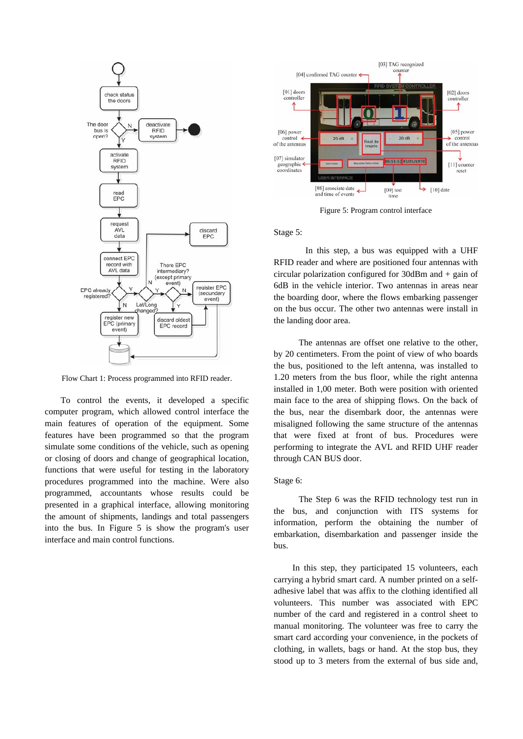check status the doors

The door bus is open?

N

deactivate RFID system

Y

activate RFID system

read EPC

request AVL data

discard EPC

connect EPC record with AVL data

There EPC intermediary? (except primary event)

EPC already registered?

Y

N

Y

N

register EPC (secundary event)

N

Lat/Long changed?

Y

register new EPC (primary event)

discard oldest EPC record

Flow Chart 1: Process programmed into RFID reader.

To control the events, it developed a specific computer program, which allowed control interface the main features of operation of the equipment. Some features have been programmed so that the program simulate some conditions of the vehicle, such as opening or closing of doors and change of geographical location, functions that were useful for testing in the laboratory procedures programmed into the machine. Were also programmed, accountants whose results could be presented in a graphical interface, allowing monitoring the amount of shipments, landings and total passengers into the bus. In Figure 5 is show the program's user interface and main control functions.

[03] TAG recognized counter

[04] confirmed TAG counter

RFID SYSTEM CONTROLLER

[01] doors controller

[02] doors controller

[06] power control of the antennas

20 dB

Final de trajeto

20 dB

[05] power control of the antennas

[07] simulator geographic coordinates

00:51:52 01/01/1970

[11] counter reset

USER INTERFACE

[08] associate date and time of events

[09] test time

[10] date

Figure 5: Program control interface

Stage 5:

In this step, a bus was equipped with a UHF RFID reader and where are positioned four antennas with circular polarization configured for 30dBm and + gain of 6dB in the vehicle interior. Two antennas in areas near the boarding door, where the flows embarking passenger on the bus occur. The other two antennas were install in the landing door area.

The antennas are offset one relative to the other, by 20 centimeters. From the point of view of who boards the bus, positioned to the left antenna, was installed to 1.20 meters from the bus floor, while the right antenna installed in 1,00 meter. Both were position with oriented main face to the area of shipping flows. On the back of the bus, near the disembark door, the antennas were misaligned following the same structure of the antennas that were fixed at front of bus. Procedures were performing to integrate the AVL and RFID UHF reader through CAN BUS door.

Stage 6:

The Step 6 was the RFID technology test run in the bus, and conjunction with ITS systems for information, perform the obtaining the number of embarkation, disembarkation and passenger inside the bus.

In this step, they participated 15 volunteers, each carrying a hybrid smart card. A number printed on a self-adhesive label that was affix to the clothing identified all volunteers. This number was associated with EPC number of the card and registered in a control sheet to manual monitoring. The volunteer was free to carry the smart card according your convenience, in the pockets of clothing, in wallets, bags or hand. At the stop bus, they stood up to 3 meters from the external of bus side and,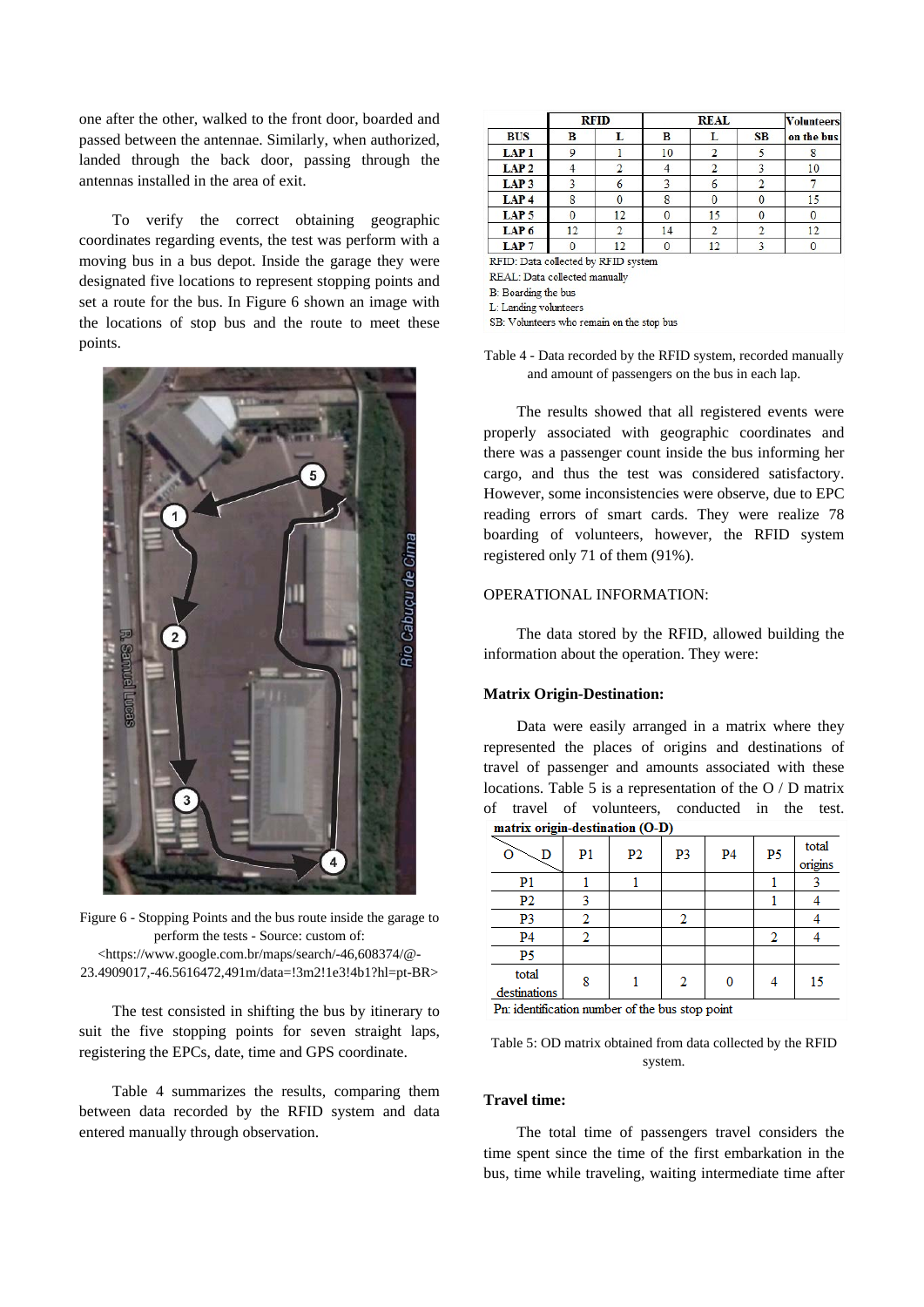one after the other, walked to the front door, boarded and passed between the antennae. Similarly, when authorized, landed through the back door, passing through the antennas installed in the area of exit.

To verify the correct obtaining geographic coordinates regarding events, the test was perform with a moving bus in a bus depot. Inside the garage they were designated five locations to represent stopping points and set a route for the bus. In Figure 6 shown an image with the locations of stop bus and the route to meet these points.

Figure 6 - Stopping Points and the bus route inside the garage to perform the tests - Source: custom of: <https://www.google.com.br/maps/search/-46,608374/@-23.4909017,-46.5616472,491m/data=!3m2!1e3!4b1?hl=pt-BR>

The test consisted in shifting the bus by itinerary to suit the five stopping points for seven straight laps, registering the EPCs, date, time and GPS coordinate.

Table 4 summarizes the results, comparing them between data recorded by the RFID system and data entered manually through observation.

| | RFID | | REAL | | | Volunteers |
|---|---|---|---|---|---|---|
| BUS | B | L | B | L | SB | on the bus |
| LAP 1 | 9 | 1 | 10 | 2 | 5 | 8 |
| LAP 2 | 4 | 2 | 4 | 2 | 3 | 10 |
| LAP 3 | 3 | 6 | 3 | 6 | 2 | 7 |
| LAP 4 | 8 | 0 | 8 | 0 | 0 | 15 |
| LAP 5 | 0 | 12 | 0 | 15 | 0 | 0 |
| LAP 6 | 12 | 2 | 14 | 2 | 2 | 12 |
| LAP 7 | 0 | 12 | 0 | 12 | 3 | 0 |

RFID: Data collected by RFID system
REAL: Data collected manually
B: Boarding the bus
L: Landing volunteers
SB: Volunteers who remain on the stop bus

Table 4 - Data recorded by the RFID system, recorded manually and amount of passengers on the bus in each lap.

The results showed that all registered events were properly associated with geographic coordinates and there was a passenger count inside the bus informing her cargo, and thus the test was considered satisfactory. However, some inconsistencies were observe, due to EPC reading errors of smart cards. They were realize 78 boarding of volunteers, however, the RFID system registered only 71 of them (91%).

OPERATIONAL INFORMATION:

The data stored by the RFID, allowed building the information about the operation. They were:

**Matrix Origin-Destination:**

Data were easily arranged in a matrix where they represented the places of origins and destinations of travel of passenger and amounts associated with these locations. Table 5 is a representation of the O / D matrix of travel of volunteers, conducted in the test.

**matrix origin-destination (O-D)**

| O \ D | P1 | P2 | P3 | P4 | P5 | total origins |
|---|---|---|---|---|---|---|
| P1 | 1 | 1 | | | 1 | 3 |
| P2 | 3 | | | | 1 | 4 |
| P3 | 2 | | 2 | | | 4 |
| P4 | 2 | | | | 2 | 4 |
| P5 | | | | | | |
| total destinations | 8 | 1 | 2 | 0 | 4 | 15 |

Pn: identification number of the bus stop point

Table 5: OD matrix obtained from data collected by the RFID system.

**Travel time:**

The total time of passengers travel considers the time spent since the time of the first embarkation in the bus, time while traveling, waiting intermediate time after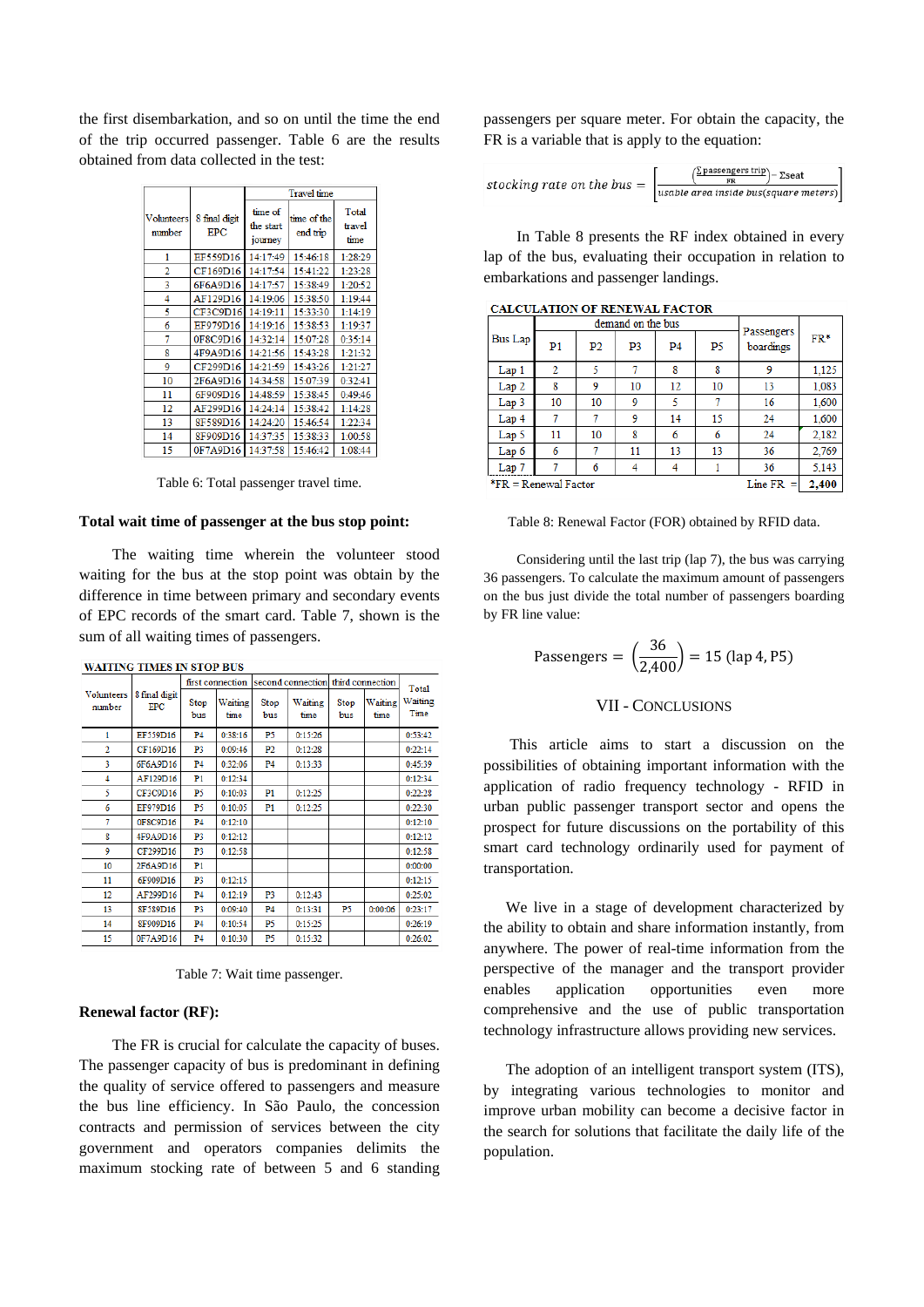the first disembarkation, and so on until the time the end of the trip occurred passenger. Table 6 are the results obtained from data collected in the test:

| Volunteers number | 8 final digit EPC | Travel time | | |
|---|---|---|---|---|
| | | time of the start journey | time of the end trip | Total travel time |
| 1 | EF559D16 | 14:17:49 | 15:46:18 | 1:28:29 |
| 2 | CF169D16 | 14:17:54 | 15:41:22 | 1:23:28 |
| 3 | 6F6A9D16 | 14:17:57 | 15:38:49 | 1:20:52 |
| 4 | AF129D16 | 14:19:06 | 15:38:50 | 1:19:44 |
| 5 | CF3C9D16 | 14:19:11 | 15:33:30 | 1:14:19 |
| 6 | EF979D16 | 14:19:16 | 15:38:53 | 1:19:37 |
| 7 | 0F8C9D16 | 14:32:14 | 15:07:28 | 0:35:14 |
| 8 | 4F9A9D16 | 14:21:56 | 15:43:28 | 1:21:32 |
| 9 | CF299D16 | 14:21:59 | 15:43:26 | 1:21:27 |
| 10 | 2F6A9D16 | 14:34:58 | 15:07:39 | 0:32:41 |
| 11 | 6F909D16 | 14:48:59 | 15:38:45 | 0:49:46 |
| 12 | AF299D16 | 14:24:14 | 15:38:42 | 1:14:28 |
| 13 | 8F589D16 | 14:24:20 | 15:46:54 | 1:22:34 |
| 14 | 8F909D16 | 14:37:35 | 15:38:33 | 1:00:58 |
| 15 | 0F7A9D16 | 14:37:58 | 15:46:42 | 1:08:44 |

Table 6: Total passenger travel time.

**Total wait time of passenger at the bus stop point:**

The waiting time wherein the volunteer stood waiting for the bus at the stop point was obtain by the difference in time between primary and secondary events of EPC records of the smart card. Table 7, shown in the sum of all waiting times of passengers.

**WAITING TIMES IN STOP BUS**

| Volunteers number | 8 final digit EPC | first connection | | second connection | | third connection | | Total Waiting Time |
|---|---|---|---|---|---|---|---|---|
| | | Stop bus | Waiting time | Stop bus | Waiting time | Stop bus | Waiting time | |
| 1 | EF559D16 | P4 | 0:38:16 | P5 | 0:15:26 | | | 0:53:42 |
| 2 | CF169D16 | P3 | 0:09:46 | P2 | 0:12:28 | | | 0:22:14 |
| 3 | 6F6A9D16 | P3 | 0:32:06 | P4 | 0:13:33 | | | 0:45:39 |
| 4 | AF129D16 | P1 | 0:12:34 | | | | | 0:12:34 |
| 5 | CF3C9D16 | P5 | 0:10:03 | P1 | 0:12:25 | | | 0:22:28 |
| 6 | EF979D16 | P5 | 0:10:05 | P1 | 0:12:25 | | | 0:22:30 |
| 7 | 0F8C9D16 | P4 | 0:12:10 | | | | | 0:12:10 |
| 8 | 4F9A9D16 | P3 | 0:12:12 | | | | | 0:12:12 |
| 9 | CF299D16 | P3 | 0:12:58 | | | | | 0:12:58 |
| 10 | 2F6A9D16 | P1 | | | | | | 0:00:00 |
| 11 | 6F909D16 | P3 | 0:12:15 | | | | | 0:12:15 |
| 12 | AF299D16 | P4 | 0:12:19 | P3 | 0:12:43 | | | 0:25:02 |
| 13 | 8F589D16 | P3 | 0:09:40 | P4 | 0:13:31 | P5 | 0:00:06 | 0:23:17 |
| 14 | 8F909D16 | P4 | 0:10:54 | P5 | 0:15:25 | | | 0:26:19 |
| 15 | 0F7A9D16 | P4 | 0:10:30 | P5 | 0:15:32 | | | 0:26:02 |

Table 7: Wait time passenger.

**Renewal factor (RF):**

The FR is crucial for calculate the capacity of buses. The passenger capacity of bus is predominant in defining the quality of service offered to passengers and measure the bus line efficiency. In São Paulo, the concession contracts and permission of services between the city government and operators companies delimits the maximum stocking rate of between 5 and 6 standing passengers per square meter. For obtain the capacity, the FR is a variable that is apply to the equation:

$$\textit{stocking rate on the bus} = \left[\frac{\left(\frac{\sum \text{passengers trip}}{\text{FR}}\right) - \sum \text{seat}}{\text{usable area inside bus(square meters)}}\right]$$

In Table 8 presents the RF index obtained in every lap of the bus, evaluating their occupation in relation to embarkations and passenger landings.

**CALCULATION OF RENEWAL FACTOR**

| Bus Lap | demand on the bus | | | | | Passengers boardings | FR* |
|---|---|---|---|---|---|---|---|
| | P1 | P2 | P3 | P4 | P5 | | |
| Lap 1 | 2 | 5 | 7 | 8 | 8 | 9 | 1,125 |
| Lap 2 | 8 | 9 | 10 | 12 | 10 | 13 | 1,083 |
| Lap 3 | 10 | 10 | 9 | 5 | 7 | 16 | 1,600 |
| Lap 4 | 7 | 7 | 9 | 14 | 15 | 24 | 1,600 |
| Lap 5 | 11 | 10 | 8 | 6 | 6 | 24 | 2,182 |
| Lap 6 | 6 | 7 | 11 | 13 | 13 | 36 | 2,769 |
| Lap 7 | 7 | 6 | 4 | 4 | 1 | 36 | 5,143 |
| *FR = Renewal Factor | | | | | | Line FR = | **2,400** |

Table 8: Renewal Factor (FOR) obtained by RFID data.

Considering until the last trip (lap 7), the bus was carrying 36 passengers. To calculate the maximum amount of passengers on the bus just divide the total number of passengers boarding by FR line value:

$$\text{Passengers} = \left(\frac{36}{2{,}400}\right) = 15 \text{ (lap 4, P5)}$$

## VII - Conclusions

This article aims to start a discussion on the possibilities of obtaining important information with the application of radio frequency technology - RFID in urban public passenger transport sector and opens the prospect for future discussions on the portability of this smart card technology ordinarily used for payment of transportation.

We live in a stage of development characterized by the ability to obtain and share information instantly, from anywhere. The power of real-time information from the perspective of the manager and the transport provider enables application opportunities even more comprehensive and the use of public transportation technology infrastructure allows providing new services.

The adoption of an intelligent transport system (ITS), by integrating various technologies to monitor and improve urban mobility can become a decisive factor in the search for solutions that facilitate the daily life of the population.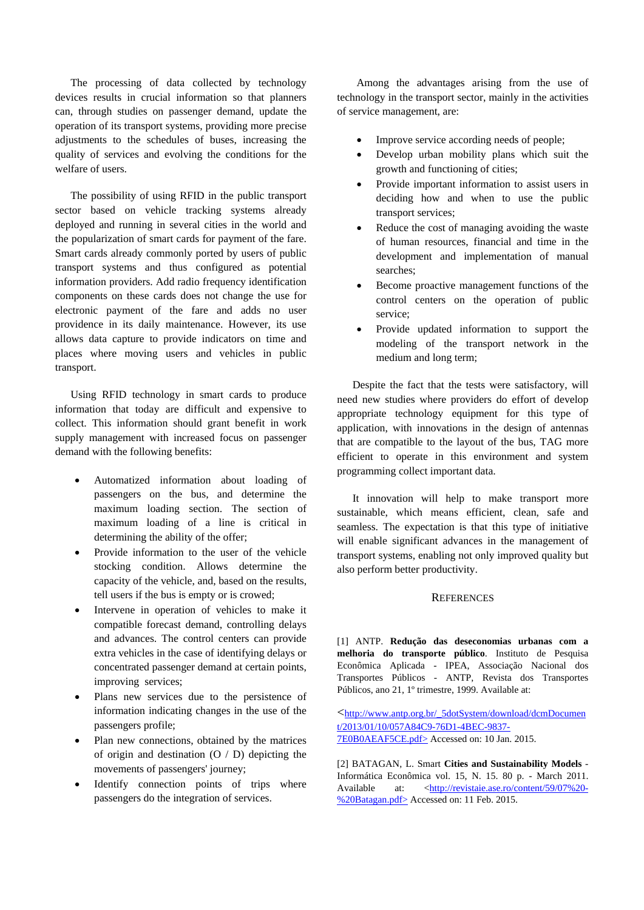The processing of data collected by technology devices results in crucial information so that planners can, through studies on passenger demand, update the operation of its transport systems, providing more precise adjustments to the schedules of buses, increasing the quality of services and evolving the conditions for the welfare of users.

The possibility of using RFID in the public transport sector based on vehicle tracking systems already deployed and running in several cities in the world and the popularization of smart cards for payment of the fare. Smart cards already commonly ported by users of public transport systems and thus configured as potential information providers. Add radio frequency identification components on these cards does not change the use for electronic payment of the fare and adds no user providence in its daily maintenance. However, its use allows data capture to provide indicators on time and places where moving users and vehicles in public transport.

Using RFID technology in smart cards to produce information that today are difficult and expensive to collect. This information should grant benefit in work supply management with increased focus on passenger demand with the following benefits:

- Automatized information about loading of passengers on the bus, and determine the maximum loading section. The section of maximum loading of a line is critical in determining the ability of the offer;
- Provide information to the user of the vehicle stocking condition. Allows determine the capacity of the vehicle, and, based on the results, tell users if the bus is empty or is crowed;
- Intervene in operation of vehicles to make it compatible forecast demand, controlling delays and advances. The control centers can provide extra vehicles in the case of identifying delays or concentrated passenger demand at certain points, improving services;
- Plans new services due to the persistence of information indicating changes in the use of the passengers profile;
- Plan new connections, obtained by the matrices of origin and destination (O / D) depicting the movements of passengers' journey;
- Identify connection points of trips where passengers do the integration of services.

Among the advantages arising from the use of technology in the transport sector, mainly in the activities of service management, are:

- Improve service according needs of people;
- Develop urban mobility plans which suit the growth and functioning of cities;
- Provide important information to assist users in deciding how and when to use the public transport services;
- Reduce the cost of managing avoiding the waste of human resources, financial and time in the development and implementation of manual searches;
- Become proactive management functions of the control centers on the operation of public service;
- Provide updated information to support the modeling of the transport network in the medium and long term;

Despite the fact that the tests were satisfactory, will need new studies where providers do effort of develop appropriate technology equipment for this type of application, with innovations in the design of antennas that are compatible to the layout of the bus, TAG more efficient to operate in this environment and system programming collect important data.

It innovation will help to make transport more sustainable, which means efficient, clean, safe and seamless. The expectation is that this type of initiative will enable significant advances in the management of transport systems, enabling not only improved quality but also perform better productivity.

## REFERENCES

[1] ANTP. **Redução das deseconomias urbanas com a melhoria do transporte público**. Instituto de Pesquisa Econômica Aplicada - IPEA, Associação Nacional dos Transportes Públicos - ANTP, Revista dos Transportes Públicos, ano 21, 1º trimestre, 1999. Available at:

<http://www.antp.org.br/_5dotSystem/download/dcmDocument/2013/01/10/057A84C9-76D1-4BEC-9837-7E0B0AEAF5CE.pdf> Accessed on: 10 Jan. 2015.

[2] BATAGAN, L. Smart **Cities and Sustainability Models** - Informática Econômica vol. 15, N. 15. 80 p. - March 2011. Available at: <http://revistaie.ase.ro/content/59/07%20-%20Batagan.pdf> Accessed on: 11 Feb. 2015.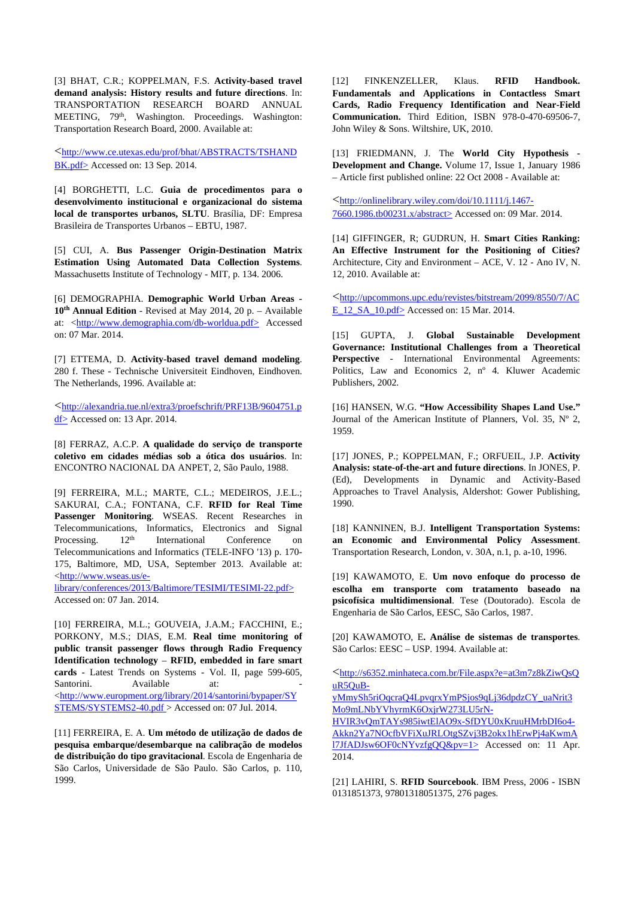[3] BHAT, C.R.; KOPPELMAN, F.S. **Activity-based travel demand analysis: History results and future directions**. In: TRANSPORTATION RESEARCH BOARD ANNUAL MEETING, 79th, Washington. Proceedings. Washington: Transportation Research Board, 2000. Available at:

<http://www.ce.utexas.edu/prof/bhat/ABSTRACTS/TSHANDBK.pdf> Accessed on: 13 Sep. 2014.

[4] BORGHETTI, L.C. **Guia de procedimentos para o desenvolvimento institucional e organizacional do sistema local de transportes urbanos, SLTU**. Brasília, DF: Empresa Brasileira de Transportes Urbanos – EBTU, 1987.

[5] CUI, A. **Bus Passenger Origin-Destination Matrix Estimation Using Automated Data Collection Systems**. Massachusetts Institute of Technology - MIT, p. 134. 2006.

[6] DEMOGRAPHIA. **Demographic World Urban Areas - 10th Annual Edition** - Revised at May 2014, 20 p. – Available at: <http://www.demographia.com/db-worldua.pdf> Accessed on: 07 Mar. 2014.

[7] ETTEMA, D. **Activity-based travel demand modeling**. 280 f. These - Technische Universiteit Eindhoven, Eindhoven. The Netherlands, 1996. Available at:

<http://alexandria.tue.nl/extra3/proefschrift/PRF13B/9604751.pdf> Accessed on: 13 Apr. 2014.

[8] FERRAZ, A.C.P. **A qualidade do serviço de transporte coletivo em cidades médias sob a ótica dos usuários**. In: ENCONTRO NACIONAL DA ANPET, 2, São Paulo, 1988.

[9] FERREIRA, M.L.; MARTE, C.L.; MEDEIROS, J.E.L.; SAKURAI, C.A.; FONTANA, C.F. **RFID for Real Time Passenger Monitoring**. WSEAS. Recent Researches in Telecommunications, Informatics, Electronics and Signal Processing. 12th International Conference on Telecommunications and Informatics (TELE-INFO '13) p. 170-175, Baltimore, MD, USA, September 2013. Available at: <http://www.wseas.us/e-library/conferences/2013/Baltimore/TESIMI/TESIMI-22.pdf> Accessed on: 07 Jan. 2014.

[10] FERREIRA, M.L.; GOUVEIA, J.A.M.; FACCHINI, E.; PORKONY, M.S.; DIAS, E.M. **Real time monitoring of public transit passenger flows through Radio Frequency Identification technology – RFID, embedded in fare smart cards** - Latest Trends on Systems - Vol. II, page 599-605, Santorini. Available at: - <http://www.europment.org/library/2014/santorini/bypaper/SYSTEMS/SYSTEMS2-40.pdf > Accessed on: 07 Jul. 2014.

[11] FERREIRA, E. A. **Um método de utilização de dados de pesquisa embarque/desembarque na calibração de modelos de distribuição do tipo gravitacional**. Escola de Engenharia de São Carlos, Universidade de São Paulo. São Carlos, p. 110, 1999.

[12] FINKENZELLER, Klaus. **RFID Handbook. Fundamentals and Applications in Contactless Smart Cards, Radio Frequency Identification and Near-Field Communication.** Third Edition, ISBN 978-0-470-69506-7, John Wiley & Sons. Wiltshire, UK, 2010.

[13] FRIEDMANN, J. The **World City Hypothesis - Development and Change.** Volume 17, Issue 1, January 1986 – Article first published online: 22 Oct 2008 - Available at:

<http://onlinelibrary.wiley.com/doi/10.1111/j.1467-7660.1986.tb00231.x/abstract> Accessed on: 09 Mar. 2014.

[14] GIFFINGER, R; GUDRUN, H. **Smart Cities Ranking: An Effective Instrument for the Positioning of Cities?** Architecture, City and Environment – ACE, V. 12 - Ano IV, N. 12, 2010. Available at:

<http://upcommons.upc.edu/revistes/bitstream/2099/8550/7/ACE_12_SA_10.pdf> Accessed on: 15 Mar. 2014.

[15] GUPTA, J. **Global Sustainable Development Governance: Institutional Challenges from a Theoretical Perspective** - International Environmental Agreements: Politics, Law and Economics 2, nº 4. Kluwer Academic Publishers, 2002.

[16] HANSEN, W.G. **"How Accessibility Shapes Land Use."** Journal of the American Institute of Planners, Vol. 35, Nº 2, 1959.

[17] JONES, P.; KOPPELMAN, F.; ORFUEIL, J.P. **Activity Analysis: state-of-the-art and future directions**. In JONES, P. (Ed), Developments in Dynamic and Activity-Based Approaches to Travel Analysis, Aldershot: Gower Publishing, 1990.

[18] KANNINEN, B.J. **Intelligent Transportation Systems: an Economic and Environmental Policy Assessment**. Transportation Research, London, v. 30A, n.1, p. a-10, 1996.

[19] KAWAMOTO, E. **Um novo enfoque do processo de escolha em transporte com tratamento baseado na psicofísica multidimensional**. Tese (Doutorado). Escola de Engenharia de São Carlos, EESC, São Carlos, 1987.

[20] KAWAMOTO, E**. Análise de sistemas de transportes**. São Carlos: EESC – USP. 1994. Available at:

<http://s6352.minhateca.com.br/File.aspx?e=at3m7z8kZiwQsQuR5QuB-yMmySh5riOqcraQ4LpvqrxYmPSjos9qLj36dpdzCY_uaNrit3Mo9mLNbYVhyrmK6OxjrW273LU5rN-HVIR3vQmTAYs985iwtElAO9x-SfDYU0xKruuHMrbDI6o4-Akkn2Ya7NOcfbVFiXuJRLOtgSZvj3B2okx1hErwPj4aKwmAl7JfADJsw6OF0cNYvzfgQQ&pv=1> Accessed on: 11 Apr. 2014.

[21] LAHIRI, S. **RFID Sourcebook**. IBM Press, 2006 - ISBN 0131851373, 97801318051375, 276 pages.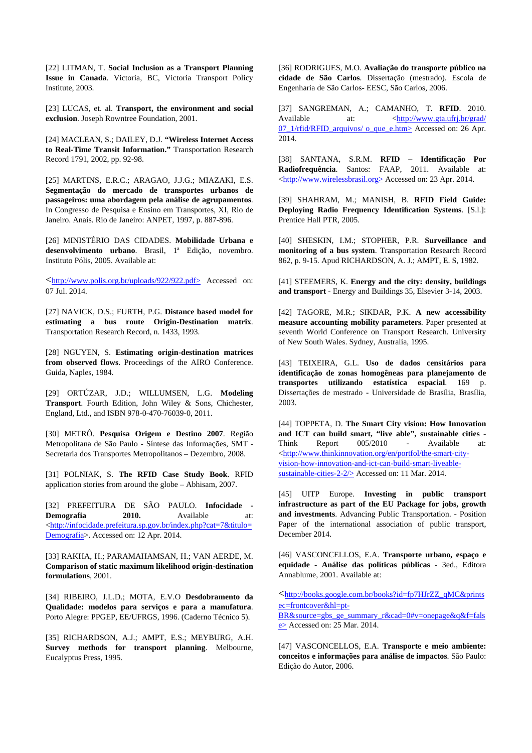[22] LITMAN, T. **Social Inclusion as a Transport Planning Issue in Canada**. Victoria, BC, Victoria Transport Policy Institute, 2003.

[23] LUCAS, et. al. **Transport, the environment and social exclusion**. Joseph Rowntree Foundation, 2001.

[24] MACLEAN, S.; DAILEY, D.J. **"Wireless Internet Access to Real-Time Transit Information."** Transportation Research Record 1791, 2002, pp. 92-98.

[25] MARTINS, E.R.C.; ARAGAO, J.J.G.; MIAZAKI, E.S. **Segmentação do mercado de transportes urbanos de passageiros: uma abordagem pela análise de agrupamentos**. In Congresso de Pesquisa e Ensino em Transportes, XI, Rio de Janeiro. Anais. Rio de Janeiro: ANPET, 1997, p. 887-896.

[26] MINISTÉRIO DAS CIDADES. **Mobilidade Urbana e desenvolvimento urbano**. Brasil, 1ª Edição, novembro. Instituto Pólis, 2005. Available at:

<http://www.polis.org.br/uploads/922/922.pdf> Accessed on: 07 Jul. 2014.

[27] NAVICK, D.S.; FURTH, P.G. **Distance based model for estimating a bus route Origin-Destination matrix**. Transportation Research Record, n. 1433, 1993.

[28] NGUYEN, S. **Estimating origin-destination matrices from observed flows**. Proceedings of the AIRO Conference. Guida, Naples, 1984.

[29] ORTÚZAR, J.D.; WILLUMSEN, L.G. **Modeling Transport**. Fourth Edition, John Wiley & Sons, Chichester, England, Ltd., and ISBN 978-0-470-76039-0, 2011.

[30] METRÔ. **Pesquisa Origem e Destino 2007**. Região Metropolitana de São Paulo - Síntese das Informações, SMT - Secretaria dos Transportes Metropolitanos – Dezembro, 2008.

[31] POLNIAK, S. **The RFID Case Study Book**. RFID application stories from around the globe – Abhisam, 2007.

[32] PREFEITURA DE SÃO PAULO. **Infocidade - Demografia 2010.** Available at: <http://infocidade.prefeitura.sp.gov.br/index.php?cat=7&titulo=Demografia>. Accessed on: 12 Apr. 2014.

[33] RAKHA, H.; PARAMAHAMSAN, H.; VAN AERDE, M. **Comparison of static maximum likelihood origin-destination formulations**, 2001.

[34] RIBEIRO, J.L.D.; MOTA, E.V.O **Desdobramento da Qualidade: modelos para serviços e para a manufatura**. Porto Alegre: PPGEP, EE/UFRGS, 1996. (Caderno Técnico 5).

[35] RICHARDSON, A.J.; AMPT, E.S.; MEYBURG, A.H. **Survey methods for transport planning**. Melbourne, Eucalyptus Press, 1995.

[36] RODRIGUES, M.O. **Avaliação do transporte público na cidade de São Carlos**. Dissertação (mestrado). Escola de Engenharia de São Carlos- EESC, São Carlos, 2006.

[37] SANGREMAN, A.; CAMANHO, T. **RFID**. 2010. Available at: <http://www.gta.ufrj.br/grad/07_1/rfid/RFID_arquivos/ o_que_e.htm> Accessed on: 26 Apr. 2014.

[38] SANTANA, S.R.M. **RFID – Identificação Por Radiofrequência**. Santos: FAAP, 2011. Available at: <http://www.wirelessbrasil.org> Accessed on: 23 Apr. 2014.

[39] SHAHRAM, M.; MANISH, B. **RFID Field Guide: Deploying Radio Frequency Identification Systems**. [S.l.]: Prentice Hall PTR, 2005.

[40] SHESKIN, I.M.; STOPHER, P.R. **Surveillance and monitoring of a bus system**. Transportation Research Record 862, p. 9-15. Apud RICHARDSON, A. J.; AMPT, E. S, 1982.

[41] STEEMERS, K. **Energy and the city: density, buildings and transport** - Energy and Buildings 35, Elsevier 3-14, 2003.

[42] TAGORE, M.R.; SIKDAR, P.K. **A new accessibility measure accounting mobility parameters**. Paper presented at seventh World Conference on Transport Research. University of New South Wales. Sydney, Australia, 1995.

[43] TEIXEIRA, G.L. **Uso de dados censitários para identificação de zonas homogêneas para planejamento de transportes utilizando estatística espacial**. 169 p. Dissertações de mestrado - Universidade de Brasília, Brasília, 2003.

[44] TOPPETA, D. **The Smart City vision: How Innovation and ICT can build smart, "live able", sustainable cities** - Think Report 005/2010 - Available at: <http://www.thinkinnovation.org/en/portfol/the-smart-city-vision-how-innovation-and-ict-can-build-smart-liveable-sustainable-cities-2-2/> Accessed on: 11 Mar. 2014.

[45] UITP Europe. **Investing in public transport infrastructure as part of the EU Package for jobs, growth and investments**. Advancing Public Transportation. - Position Paper of the international association of public transport, December 2014.

[46] VASCONCELLOS, E.A. **Transporte urbano, espaço e equidade - Análise das políticas públicas** - 3ed., Editora Annablume, 2001. Available at:

<http://books.google.com.br/books?id=fp7HJrZZ_qMC&printsec=frontcover&hl=pt-BR&source=gbs_ge_summary_r&cad=0#v=onepage&q&f=false> Accessed on: 25 Mar. 2014.

[47] VASCONCELLOS, E.A. **Transporte e meio ambiente: conceitos e informações para análise de impactos**. São Paulo: Edição do Autor, 2006.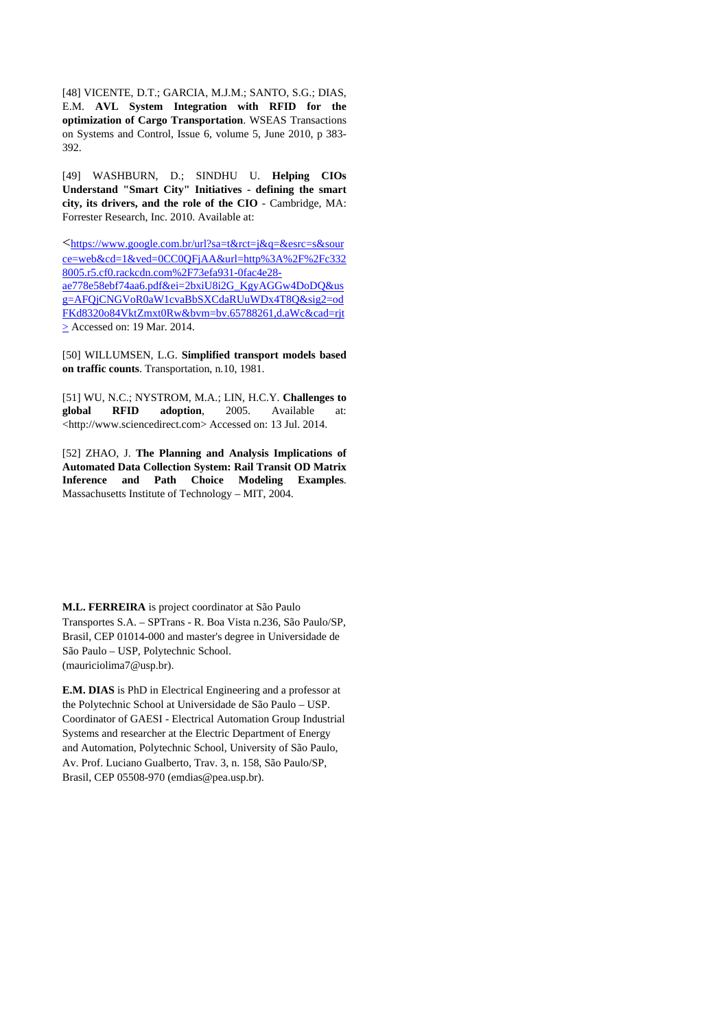[48] VICENTE, D.T.; GARCIA, M.J.M.; SANTO, S.G.; DIAS, E.M. **AVL System Integration with RFID for the optimization of Cargo Transportation**. WSEAS Transactions on Systems and Control, Issue 6, volume 5, June 2010, p 383-392.

[49] WASHBURN, D.; SINDHU U. **Helping CIOs Understand "Smart City" Initiatives - defining the smart city, its drivers, and the role of the CIO** - Cambridge, MA: Forrester Research, Inc. 2010. Available at:

<https://www.google.com.br/url?sa=t&rct=j&q=&esrc=s&source=web&cd=1&ved=0CC0QFjAA&url=http%3A%2F%2Fc3328005.r5.cf0.rackcdn.com%2F73efa931-0fac4e28-ae778e58ebf74aa6.pdf&ei=2bxiU8i2G_KgyAGGw4DoDQ&usg=AFQjCNGVoR0aW1cvaBbSXCdaRUuWDx4T8Q&sig2=odFKd8320o84VktZmxt0Rw&bvm=bv.65788261,d.aWc&cad=rjt> Accessed on: 19 Mar. 2014.

[50] WILLUMSEN, L.G. **Simplified transport models based on traffic counts**. Transportation, n.10, 1981.

[51] WU, N.C.; NYSTROM, M.A.; LIN, H.C.Y. **Challenges to global RFID adoption**, 2005. Available at: <http://www.sciencedirect.com> Accessed on: 13 Jul. 2014.

[52] ZHAO, J. **The Planning and Analysis Implications of Automated Data Collection System: Rail Transit OD Matrix Inference and Path Choice Modeling Examples**. Massachusetts Institute of Technology – MIT, 2004.

**M.L. FERREIRA** is project coordinator at São Paulo Transportes S.A. – SPTrans - R. Boa Vista n.236, São Paulo/SP, Brasil, CEP 01014-000 and master's degree in Universidade de São Paulo – USP, Polytechnic School. (mauriciolima7@usp.br).

**E.M. DIAS** is PhD in Electrical Engineering and a professor at the Polytechnic School at Universidade de São Paulo – USP. Coordinator of GAESI - Electrical Automation Group Industrial Systems and researcher at the Electric Department of Energy and Automation, Polytechnic School, University of São Paulo, Av. Prof. Luciano Gualberto, Trav. 3, n. 158, São Paulo/SP, Brasil, CEP 05508-970 (emdias@pea.usp.br).